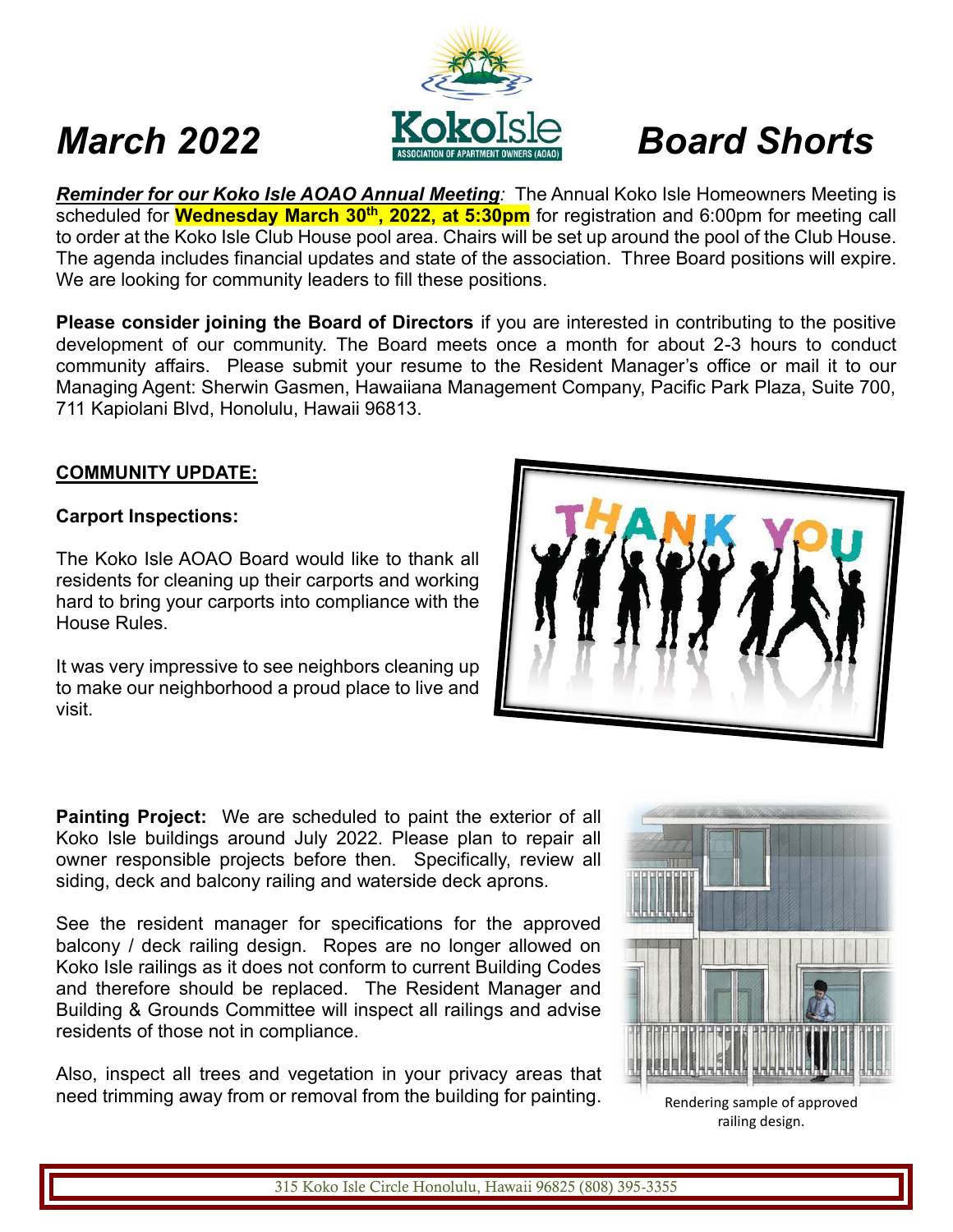# March 2022 — Koko Isle Association of Apartment Owners (AOAO) — Board Shorts

***Reminder for our Koko Isle AOAO Annual Meeting**:* The Annual Koko Isle Homeowners Meeting is scheduled for **Wednesday March 30th, 2022, at 5:30pm** for registration and 6:00pm for meeting call to order at the Koko Isle Club House pool area. Chairs will be set up around the pool of the Club House. The agenda includes financial updates and state of the association. Three Board positions will expire. We are looking for community leaders to fill these positions.

**Please consider joining the Board of Directors** if you are interested in contributing to the positive development of our community. The Board meets once a month for about 2-3 hours to conduct community affairs. Please submit your resume to the Resident Manager's office or mail it to our Managing Agent: Sherwin Gasmen, Hawaiiana Management Company, Pacific Park Plaza, Suite 700, 711 Kapiolani Blvd, Honolulu, Hawaii 96813.

## COMMUNITY UPDATE:

### Carport Inspections:

The Koko Isle AOAO Board would like to thank all residents for cleaning up their carports and working hard to bring your carports into compliance with the House Rules.

It was very impressive to see neighbors cleaning up to make our neighborhood a proud place to live and visit.

**Painting Project:** We are scheduled to paint the exterior of all Koko Isle buildings around July 2022. Please plan to repair all owner responsible projects before then. Specifically, review all siding, deck and balcony railing and waterside deck aprons.

See the resident manager for specifications for the approved balcony / deck railing design. Ropes are no longer allowed on Koko Isle railings as it does not conform to current Building Codes and therefore should be replaced. The Resident Manager and Building & Grounds Committee will inspect all railings and advise residents of those not in compliance.

Also, inspect all trees and vegetation in your privacy areas that need trimming away from or removal from the building for painting.

Rendering sample of approved railing design.

315 Koko Isle Circle Honolulu, Hawaii 96825 (808) 395-3355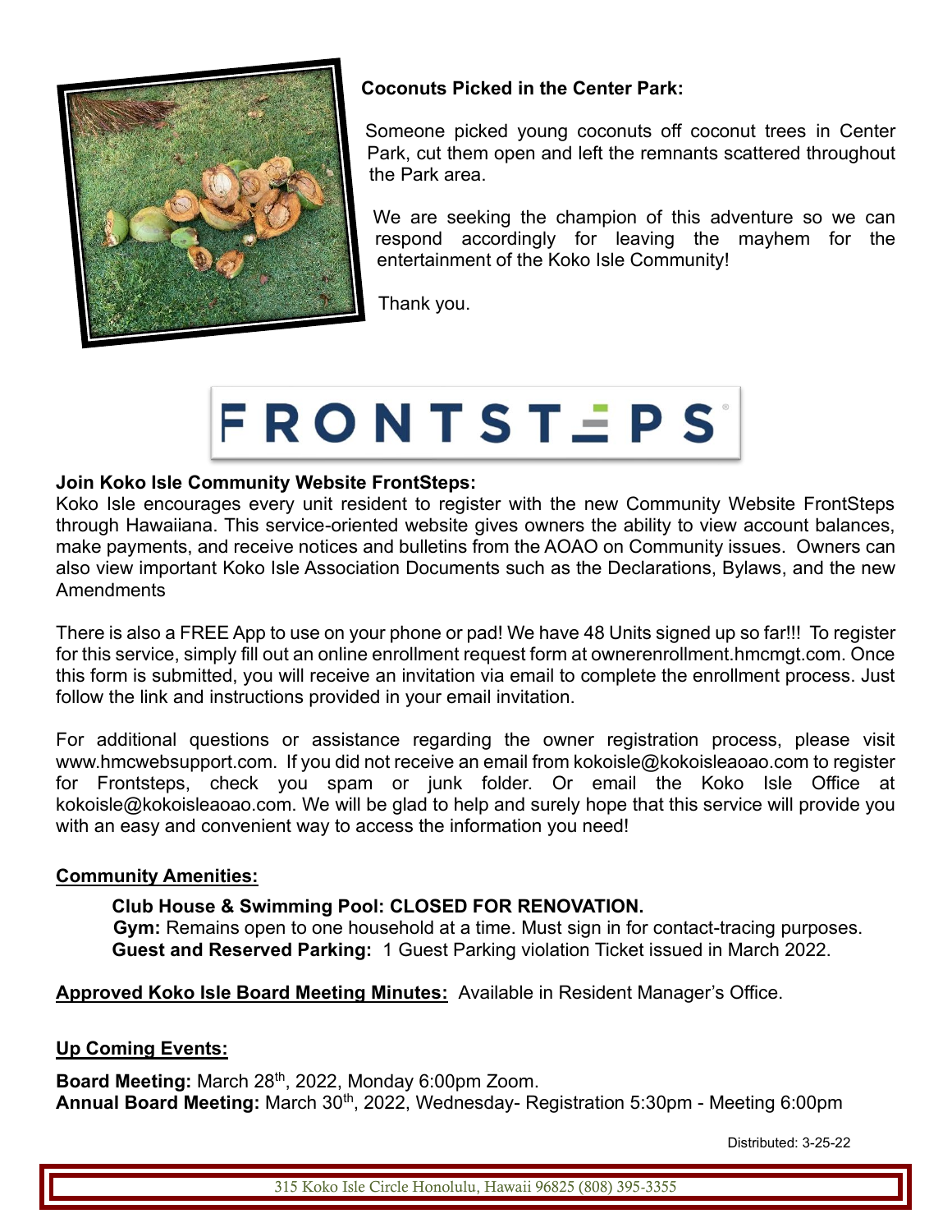**Coconuts Picked in the Center Park:**

Someone picked young coconuts off coconut trees in Center Park, cut them open and left the remnants scattered throughout the Park area.

We are seeking the champion of this adventure so we can respond accordingly for leaving the mayhem for the entertainment of the Koko Isle Community!

Thank you.

FRONTSTEPS

**Join Koko Isle Community Website FrontSteps:**
Koko Isle encourages every unit resident to register with the new Community Website FrontSteps through Hawaiiana. This service-oriented website gives owners the ability to view account balances, make payments, and receive notices and bulletins from the AOAO on Community issues. Owners can also view important Koko Isle Association Documents such as the Declarations, Bylaws, and the new Amendments

There is also a FREE App to use on your phone or pad! We have 48 Units signed up so far!!! To register for this service, simply fill out an online enrollment request form at ownerenrollment.hmcmgt.com. Once this form is submitted, you will receive an invitation via email to complete the enrollment process. Just follow the link and instructions provided in your email invitation.

For additional questions or assistance regarding the owner registration process, please visit www.hmcwebsupport.com. If you did not receive an email from kokoisle@kokoisleaoao.com to register for Frontsteps, check you spam or junk folder. Or email the Koko Isle Office at kokoisle@kokoisleaoao.com. We will be glad to help and surely hope that this service will provide you with an easy and convenient way to access the information you need!

**Community Amenities:**

**Club House & Swimming Pool: CLOSED FOR RENOVATION.**
**Gym:** Remains open to one household at a time. Must sign in for contact-tracing purposes.
**Guest and Reserved Parking:** 1 Guest Parking violation Ticket issued in March 2022.

**Approved Koko Isle Board Meeting Minutes:** Available in Resident Manager's Office.

**Up Coming Events:**

**Board Meeting:** March 28th, 2022, Monday 6:00pm Zoom.
**Annual Board Meeting:** March 30th, 2022, Wednesday- Registration 5:30pm - Meeting 6:00pm

Distributed: 3-25-22

315 Koko Isle Circle Honolulu, Hawaii 96825 (808) 395-3355